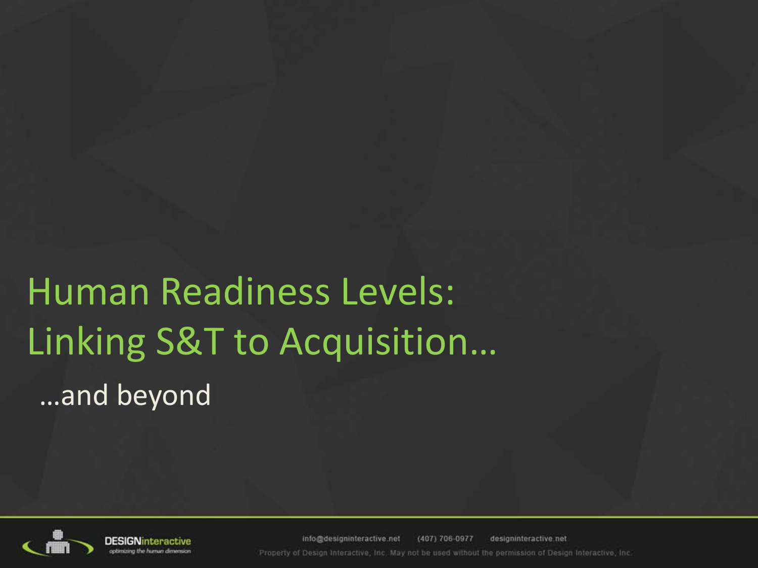# Human Readiness Levels: Linking S&T to Acquisition…

…and beyond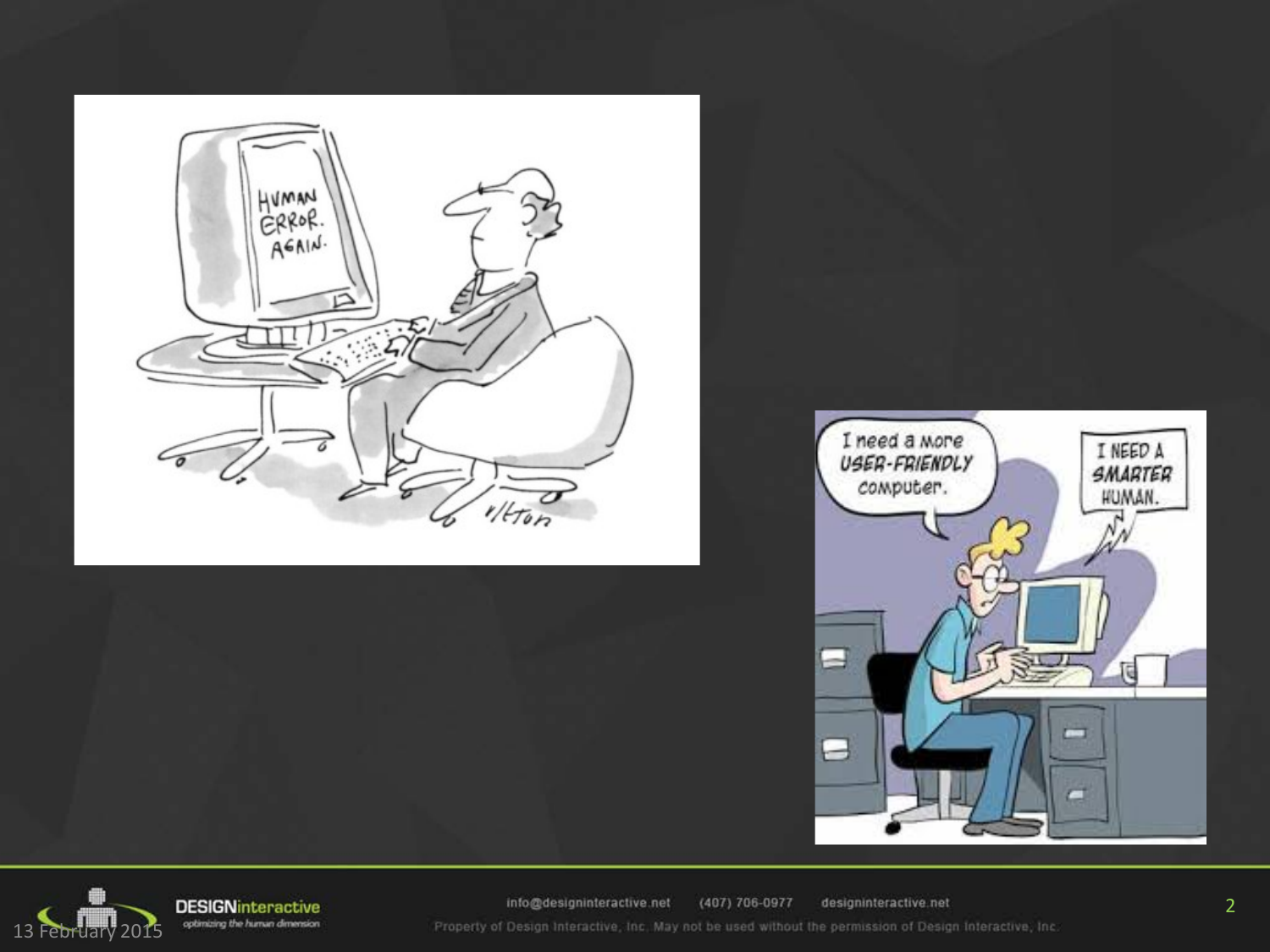HUMAN ERROR. AGAIN.

I need a more USER-FRIENDLY computer.

I NEED A SMARTER HUMAN.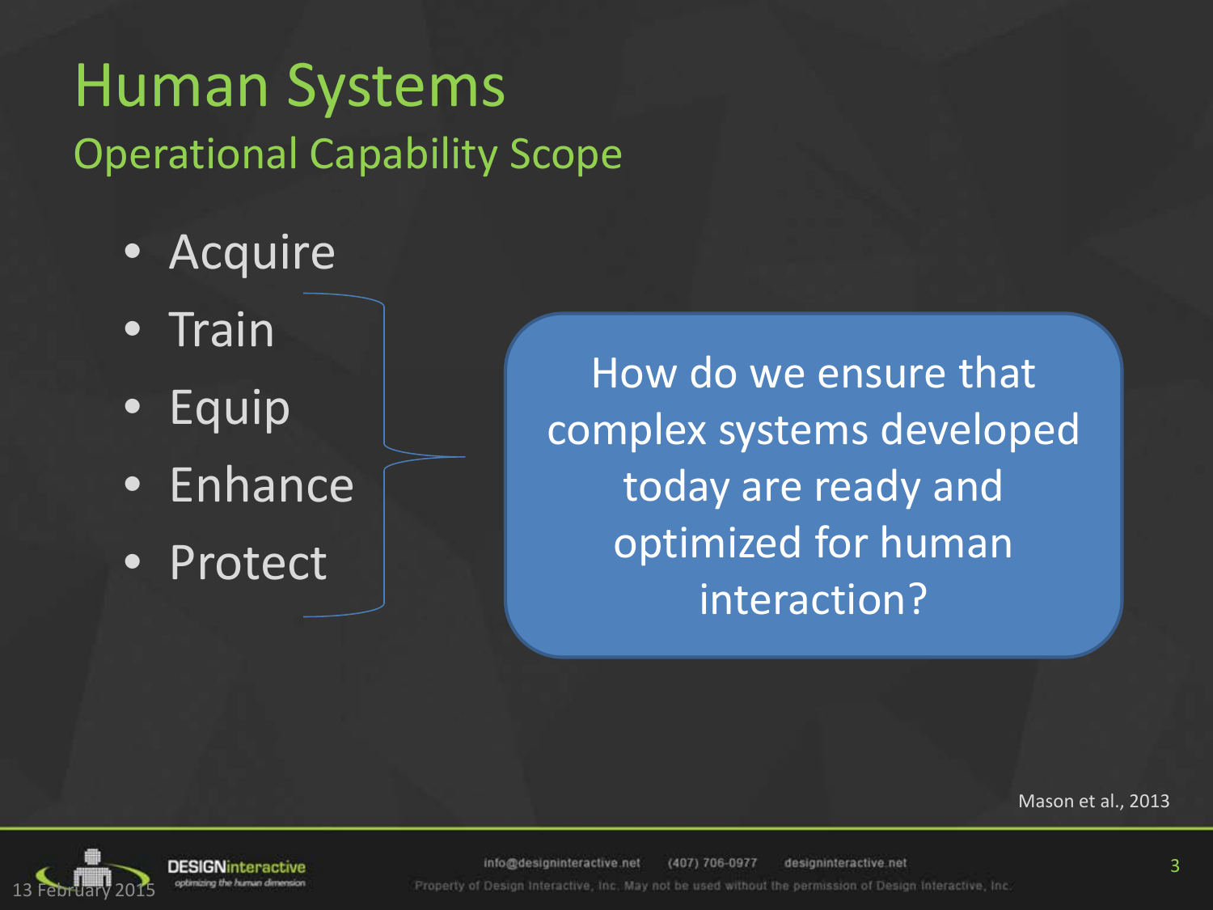# Human Systems

## Operational Capability Scope

- Acquire
- Train
- Equip
- Enhance
- Protect

How do we ensure that complex systems developed today are ready and optimized for human interaction?

Mason et al., 2013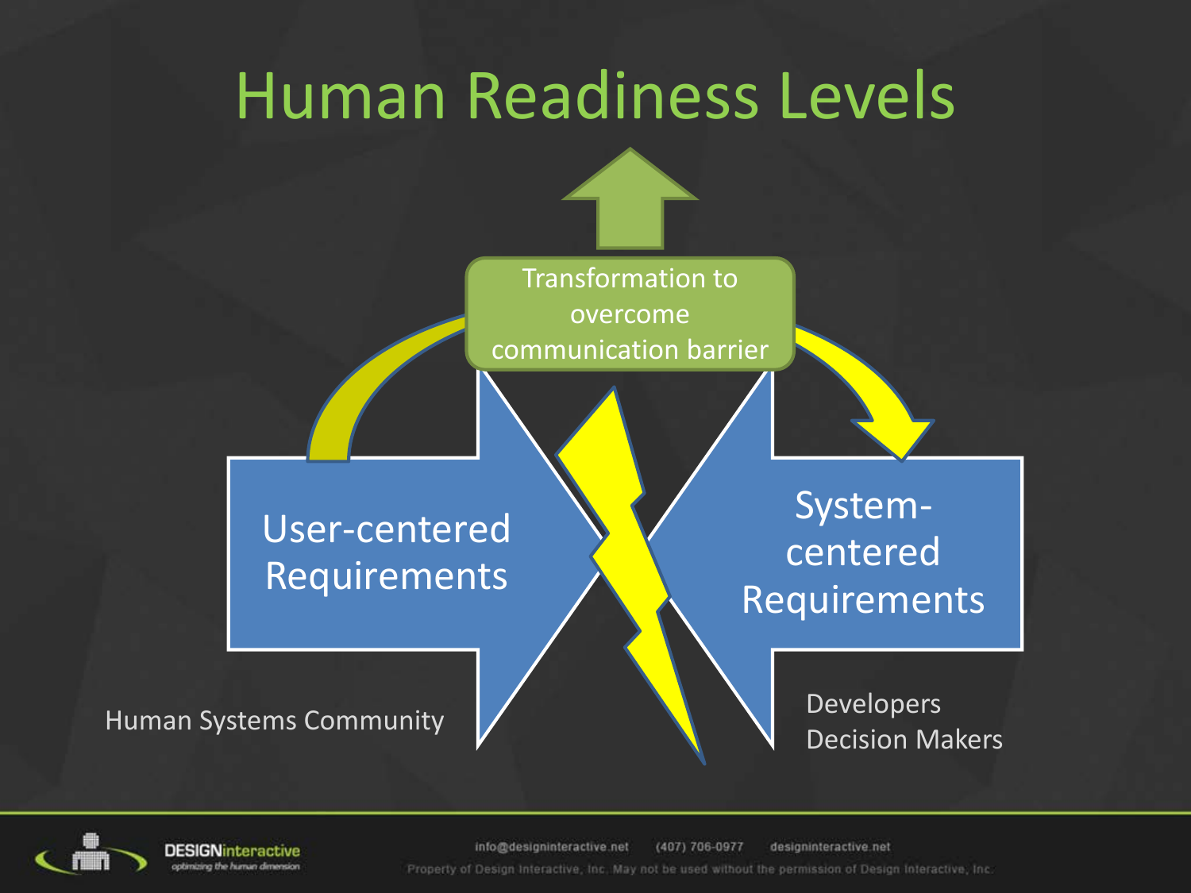# Human Readiness Levels

Transformation to overcome communication barrier

User-centered Requirements

System-centered Requirements

Human Systems Community

Developers
Decision Makers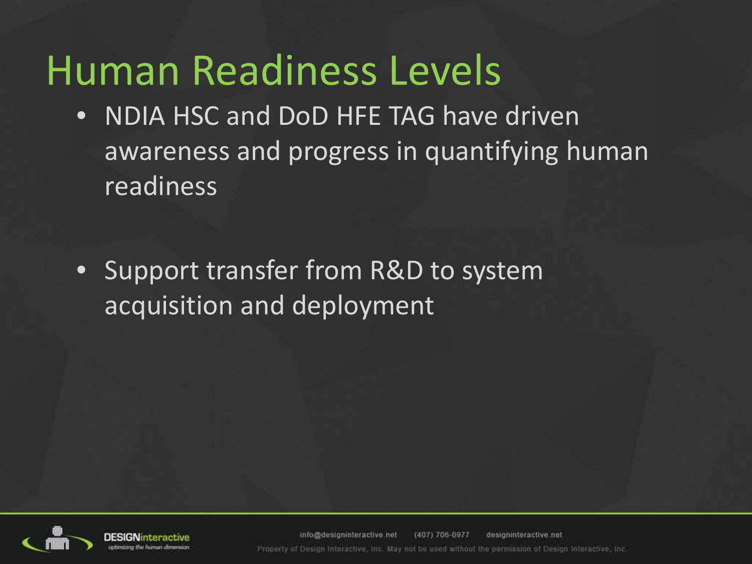# Human Readiness Levels

- NDIA HSC and DoD HFE TAG have driven awareness and progress in quantifying human readiness

- Support transfer from R&D to system acquisition and deployment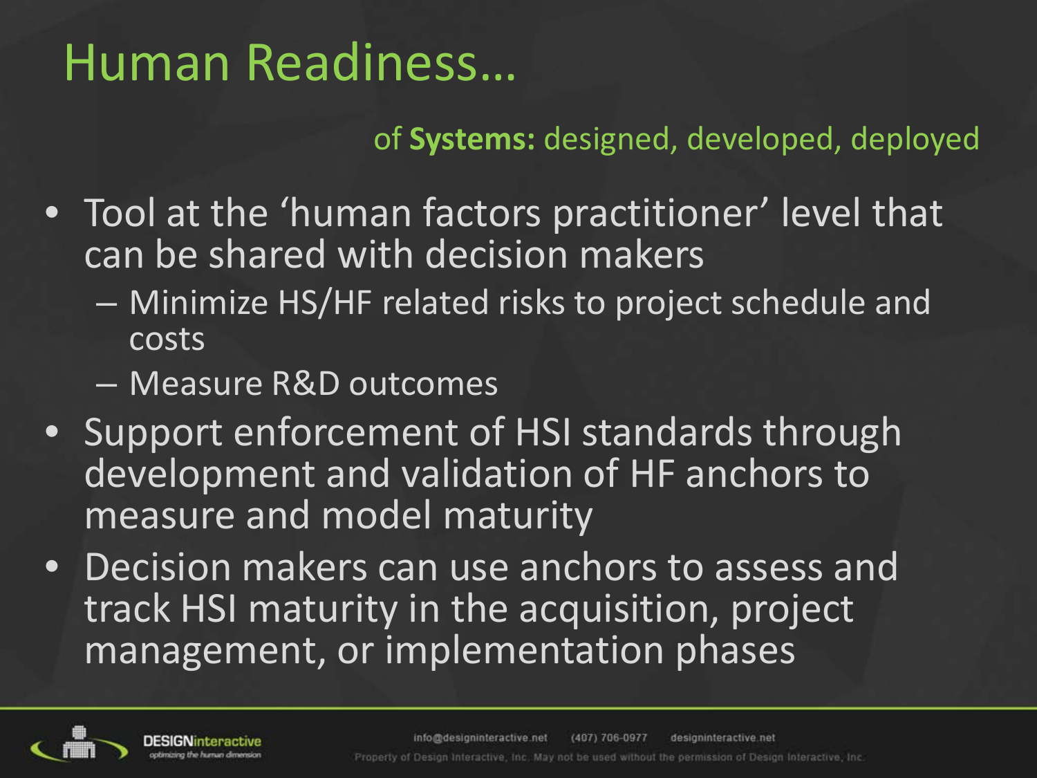# Human Readiness…

of **Systems:** designed, developed, deployed

- Tool at the 'human factors practitioner' level that can be shared with decision makers
  - Minimize HS/HF related risks to project schedule and costs
  - Measure R&D outcomes
- Support enforcement of HSI standards through development and validation of HF anchors to measure and model maturity
- Decision makers can use anchors to assess and track HSI maturity in the acquisition, project management, or implementation phases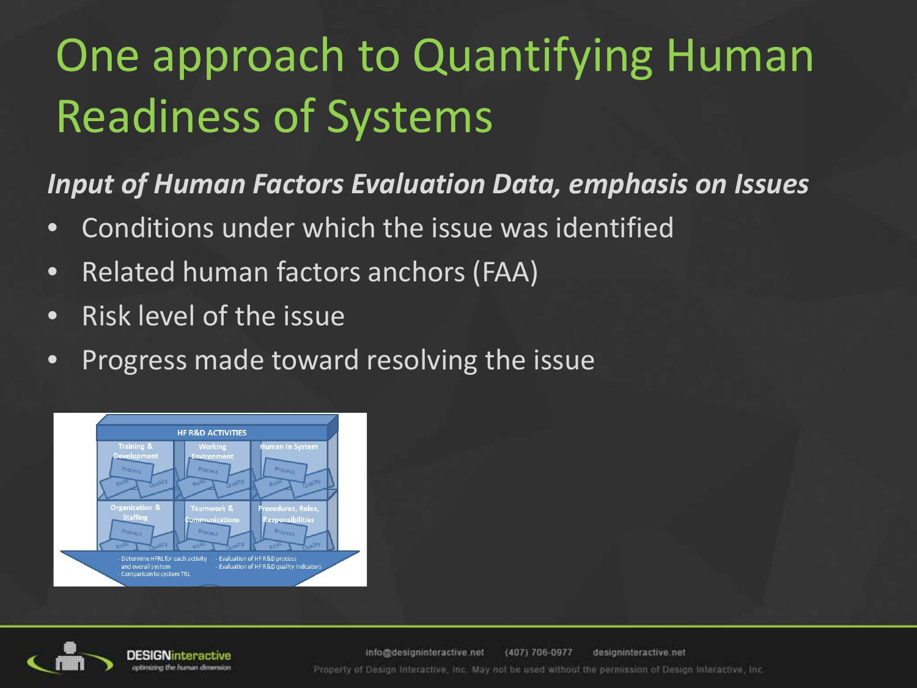# One approach to Quantifying Human Readiness of Systems

***Input of Human Factors Evaluation Data, emphasis on Issues***

- Conditions under which the issue was identified
- Related human factors anchors (FAA)
- Risk level of the issue
- Progress made toward resolving the issue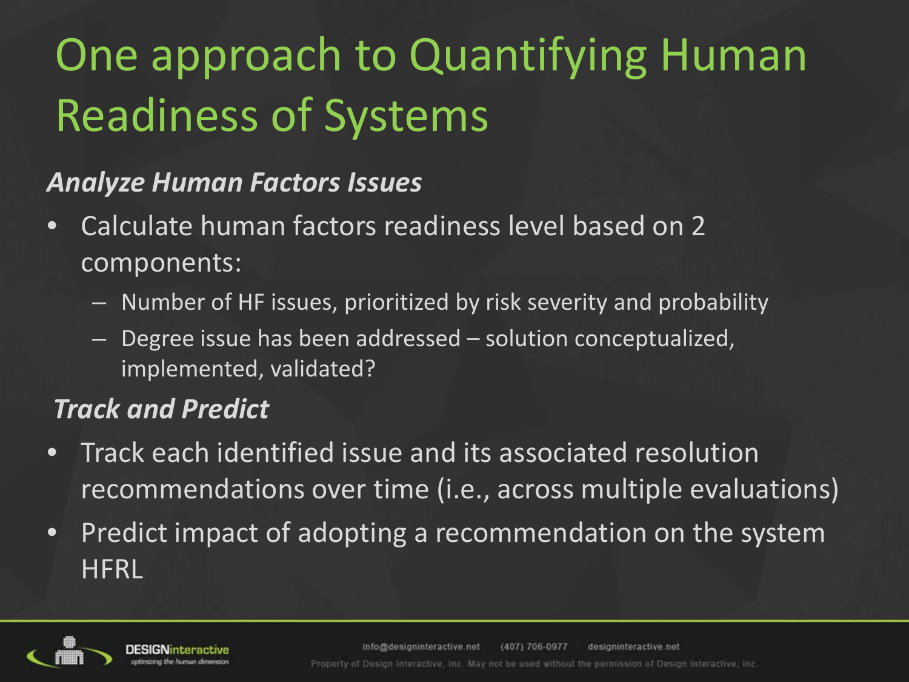# One approach to Quantifying Human Readiness of Systems

***Analyze Human Factors Issues***

- Calculate human factors readiness level based on 2 components:
  - Number of HF issues, prioritized by risk severity and probability
  - Degree issue has been addressed – solution conceptualized, implemented, validated?

***Track and Predict***

- Track each identified issue and its associated resolution recommendations over time (i.e., across multiple evaluations)
- Predict impact of adopting a recommendation on the system HFRL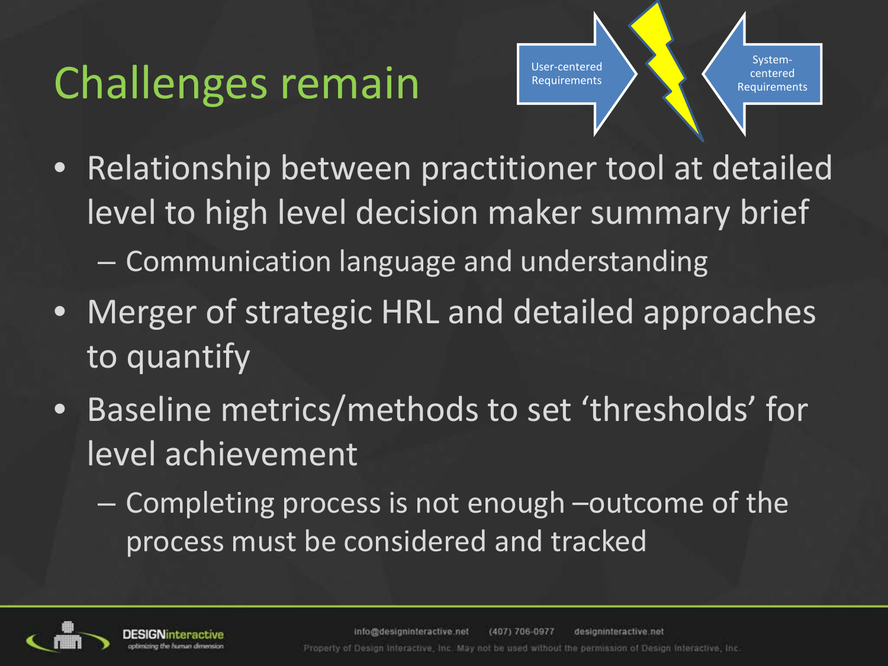# Challenges remain

User-centered Requirements

System-centered Requirements

- Relationship between practitioner tool at detailed level to high level decision maker summary brief
  - Communication language and understanding
- Merger of strategic HRL and detailed approaches to quantify
- Baseline metrics/methods to set ‘thresholds’ for level achievement
  - Completing process is not enough –outcome of the process must be considered and tracked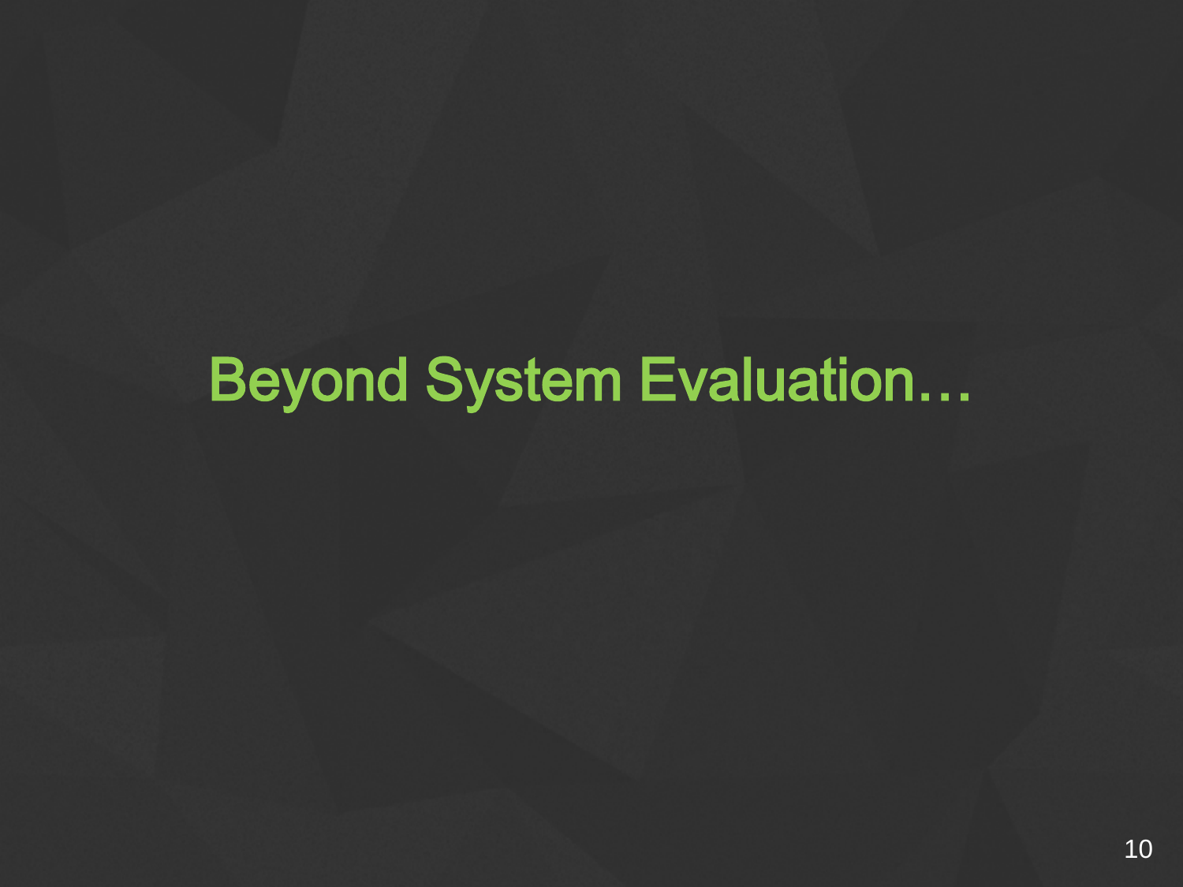# Beyond System Evaluation…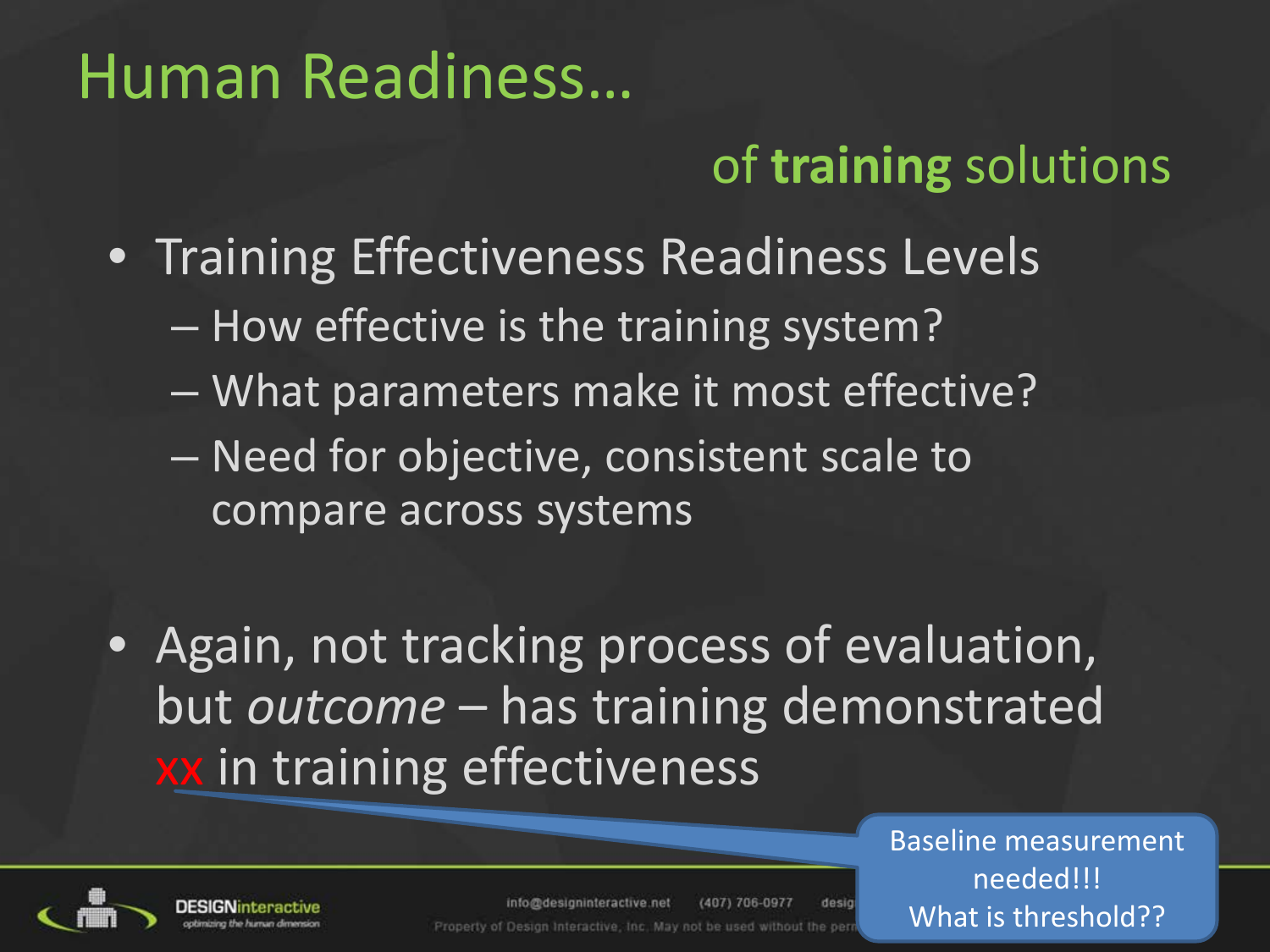# Human Readiness…

## of **training** solutions

- Training Effectiveness Readiness Levels
  - How effective is the training system?
  - What parameters make it most effective?
  - Need for objective, consistent scale to compare across systems

- Again, not tracking process of evaluation, but *outcome* – has training demonstrated xx in training effectiveness

Baseline measurement needed!!!
What is threshold??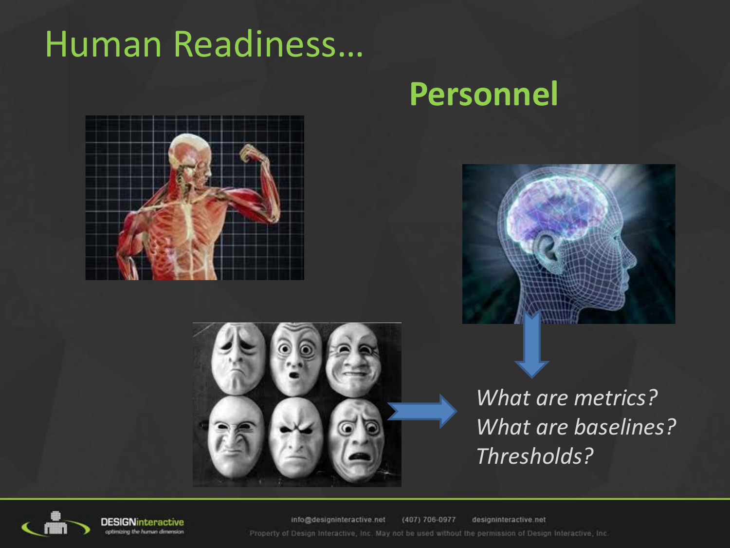# Human Readiness…

## Personnel

*What are metrics?*
*What are baselines?*
*Thresholds?*